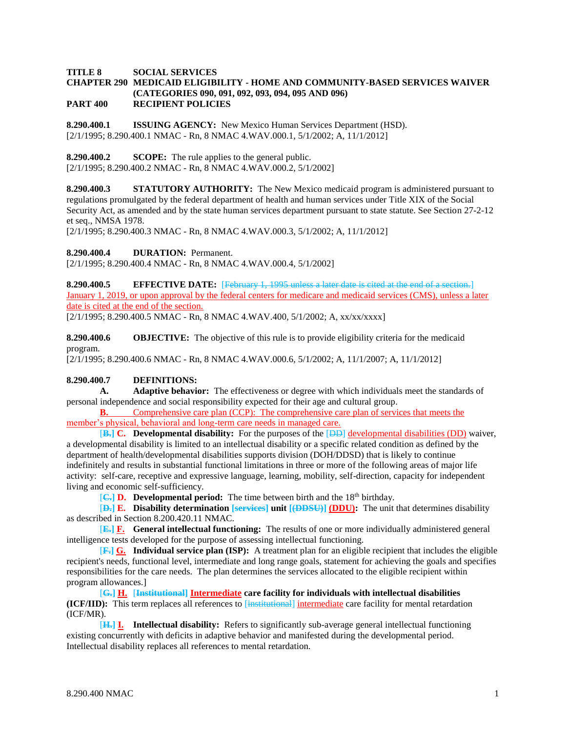**TITLE 8 SOCIAL SERVICES**
**CHAPTER 290 MEDICAID ELIGIBILITY - HOME AND COMMUNITY-BASED SERVICES WAIVER (CATEGORIES 090, 091, 092, 093, 094, 095 AND 096)**
**PART 400 RECIPIENT POLICIES**

**8.290.400.1 ISSUING AGENCY:** New Mexico Human Services Department (HSD).
[2/1/1995; 8.290.400.1 NMAC - Rn, 8 NMAC 4.WAV.000.1, 5/1/2002; A, 11/1/2012]

**8.290.400.2 SCOPE:** The rule applies to the general public.
[2/1/1995; 8.290.400.2 NMAC - Rn, 8 NMAC 4.WAV.000.2, 5/1/2002]

**8.290.400.3 STATUTORY AUTHORITY:** The New Mexico medicaid program is administered pursuant to regulations promulgated by the federal department of health and human services under Title XIX of the Social Security Act, as amended and by the state human services department pursuant to state statute. See Section 27-2-12 et seq., NMSA 1978.
[2/1/1995; 8.290.400.3 NMAC - Rn, 8 NMAC 4.WAV.000.3, 5/1/2002; A, 11/1/2012]

**8.290.400.4 DURATION:** Permanent.
[2/1/1995; 8.290.400.4 NMAC - Rn, 8 NMAC 4.WAV.000.4, 5/1/2002]

**8.290.400.5 EFFECTIVE DATE:** [~~February 1, 1995 unless a later date is cited at the end of a section.~~] January 1, 2019, or upon approval by the federal centers for medicare and medicaid services (CMS), unless a later date is cited at the end of the section.
[2/1/1995; 8.290.400.5 NMAC - Rn, 8 NMAC 4.WAV.400, 5/1/2002; A, xx/xx/xxxx]

**8.290.400.6 OBJECTIVE:** The objective of this rule is to provide eligibility criteria for the medicaid program.
[2/1/1995; 8.290.400.6 NMAC - Rn, 8 NMAC 4.WAV.000.6, 5/1/2002; A, 11/1/2007; A, 11/1/2012]

**8.290.400.7 DEFINITIONS:**

**A. Adaptive behavior:** The effectiveness or degree with which individuals meet the standards of personal independence and social responsibility expected for their age and cultural group.

**B.** Comprehensive care plan (CCP): The comprehensive care plan of services that meets the member's physical, behavioral and long-term care needs in managed care.

[~~**B.**~~] **C. Developmental disability:** For the purposes of the [~~DD~~] developmental disabilities (DD) waiver, a developmental disability is limited to an intellectual disability or a specific related condition as defined by the department of health/developmental disabilities supports division (DOH/DDSD) that is likely to continue indefinitely and results in substantial functional limitations in three or more of the following areas of major life activity: self-care, receptive and expressive language, learning, mobility, self-direction, capacity for independent living and economic self-sufficiency.

[~~**C.**~~] **D. Developmental period:** The time between birth and the 18th birthday.

[~~**D.**~~] **E. Disability determination** [~~**services**~~] **unit** [~~**(DDSU)**~~] **(DDU):** The unit that determines disability as described in Section 8.200.420.11 NMAC.

[~~**E.**~~] **F. General intellectual functioning:** The results of one or more individually administered general intelligence tests developed for the purpose of assessing intellectual functioning.

[~~**F.**~~] **G. Individual service plan (ISP):** A treatment plan for an eligible recipient that includes the eligible recipient's needs, functional level, intermediate and long range goals, statement for achieving the goals and specifies responsibilities for the care needs. The plan determines the services allocated to the eligible recipient within program allowances.]

[~~**G.**~~] **H.** [~~**Institutional**~~] **Intermediate care facility for individuals with intellectual disabilities (ICF/IID):** This term replaces all references to [~~institutional~~] intermediate care facility for mental retardation (ICF/MR).

[~~**H.**~~] **I. Intellectual disability:** Refers to significantly sub-average general intellectual functioning existing concurrently with deficits in adaptive behavior and manifested during the developmental period. Intellectual disability replaces all references to mental retardation.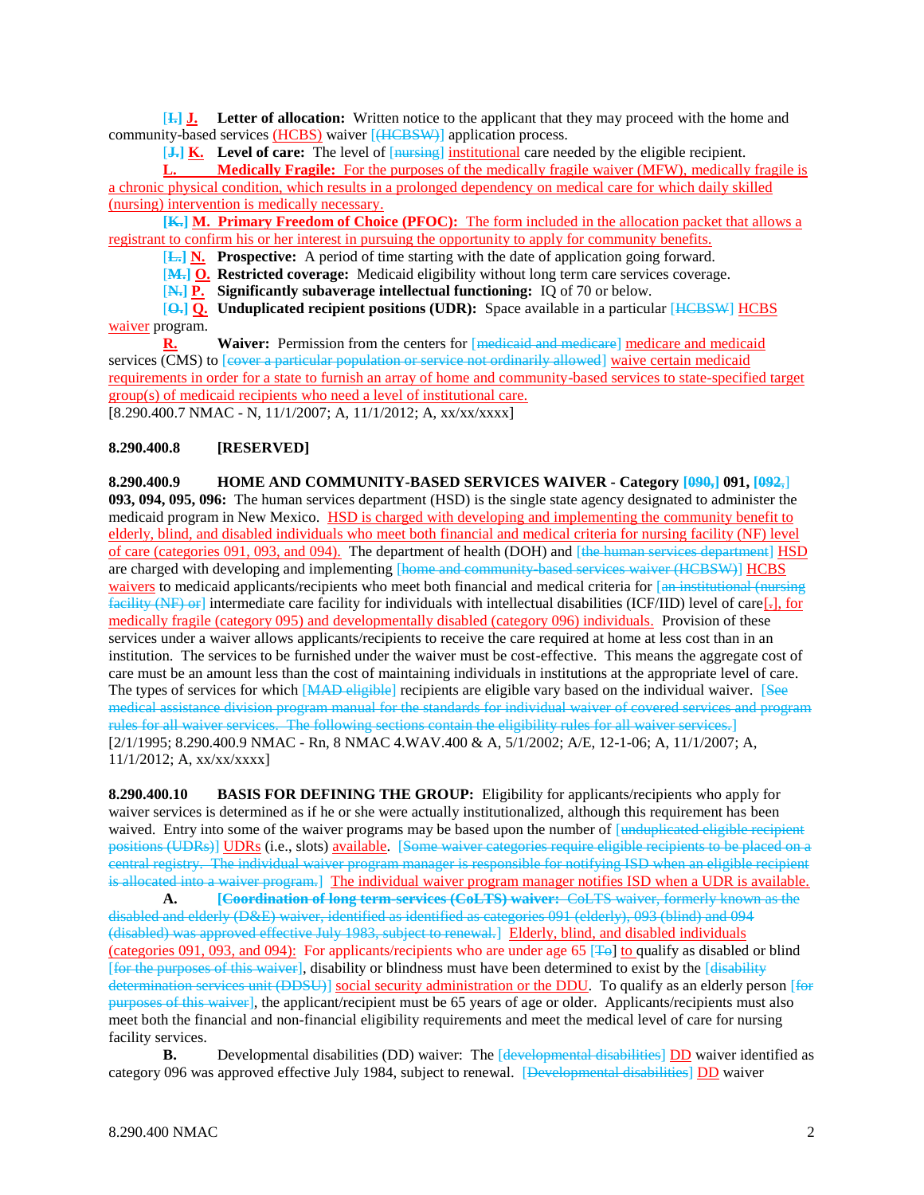[I.] **J.** **Letter of allocation:** Written notice to the applicant that they may proceed with the home and community-based services (HCBS) waiver [(HCBSW)] application process.

[J.] **K.** **Level of care:** The level of [nursing] institutional care needed by the eligible recipient.

**L.** **Medically Fragile:** For the purposes of the medically fragile waiver (MFW), medically fragile is a chronic physical condition, which results in a prolonged dependency on medical care for which daily skilled (nursing) intervention is medically necessary.

**[K.] M.** **Primary Freedom of Choice (PFOC):** The form included in the allocation packet that allows a registrant to confirm his or her interest in pursuing the opportunity to apply for community benefits.

[L.] **N.** **Prospective:** A period of time starting with the date of application going forward.

[M.] **O.** **Restricted coverage:** Medicaid eligibility without long term care services coverage.

[N.] **P.** **Significantly subaverage intellectual functioning:** IQ of 70 or below.

[O.] **Q.** **Unduplicated recipient positions (UDR):** Space available in a particular [HCBSW] HCBS waiver program.

**R.** **Waiver:** Permission from the centers for [medicaid and medicare] medicare and medicaid services (CMS) to [cover a particular population or service not ordinarily allowed] waive certain medicaid requirements in order for a state to furnish an array of home and community-based services to state-specified target group(s) of medicaid recipients who need a level of institutional care.

[8.290.400.7 NMAC - N, 11/1/2007; A, 11/1/2012; A, xx/xx/xxxx]

**8.290.400.8 [RESERVED]**

**8.290.400.9 HOME AND COMMUNITY-BASED SERVICES WAIVER - Category [090,] 091, [092,] 093, 094, 095, 096:** The human services department (HSD) is the single state agency designated to administer the medicaid program in New Mexico. HSD is charged with developing and implementing the community benefit to elderly, blind, and disabled individuals who meet both financial and medical criteria for nursing facility (NF) level of care (categories 091, 093, and 094). The department of health (DOH) and [the human services department] HSD are charged with developing and implementing [home and community-based services waiver (HCBSW)] HCBS waivers to medicaid applicants/recipients who meet both financial and medical criteria for [an institutional (nursing facility (NF) or] intermediate care facility for individuals with intellectual disabilities (ICF/IID) level of care[.], for medically fragile (category 095) and developmentally disabled (category 096) individuals. Provision of these services under a waiver allows applicants/recipients to receive the care required at home at less cost than in an institution. The services to be furnished under the waiver must be cost-effective. This means the aggregate cost of care must be an amount less than the cost of maintaining individuals in institutions at the appropriate level of care. The types of services for which [MAD eligible] recipients are eligible vary based on the individual waiver. [See medical assistance division program manual for the standards for individual waiver of covered services and program rules for all waiver services. The following sections contain the eligibility rules for all waiver services.]

[2/1/1995; 8.290.400.9 NMAC - Rn, 8 NMAC 4.WAV.400 & A, 5/1/2002; A/E, 12-1-06; A, 11/1/2007; A, 11/1/2012; A, xx/xx/xxxx]

**8.290.400.10 BASIS FOR DEFINING THE GROUP:** Eligibility for applicants/recipients who apply for waiver services is determined as if he or she were actually institutionalized, although this requirement has been waived. Entry into some of the waiver programs may be based upon the number of [unduplicated eligible recipient positions (UDRs)] UDRs (i.e., slots) available. [Some waiver categories require eligible recipients to be placed on a central registry. The individual waiver program manager is responsible for notifying ISD when an eligible recipient is allocated into a waiver program.] The individual waiver program manager notifies ISD when a UDR is available.

**A.** **[Coordination of long term services (CoLTS) waiver:** CoLTS waiver, formerly known as the disabled and elderly (D&E) waiver, identified as identified as categories 091 (elderly), 093 (blind) and 094 (disabled) was approved effective July 1983, subject to renewal.] Elderly, blind, and disabled individuals (categories 091, 093, and 094): For applicants/recipients who are under age 65 [To] to qualify as disabled or blind [for the purposes of this waiver], disability or blindness must have been determined to exist by the [disability determination services unit (DDSU)] social security administration or the DDU. To qualify as an elderly person [for purposes of this waiver], the applicant/recipient must be 65 years of age or older. Applicants/recipients must also meet both the financial and non-financial eligibility requirements and meet the medical level of care for nursing facility services.

**B.** Developmental disabilities (DD) waiver: The [developmental disabilities] DD waiver identified as category 096 was approved effective July 1984, subject to renewal. [Developmental disabilities] DD waiver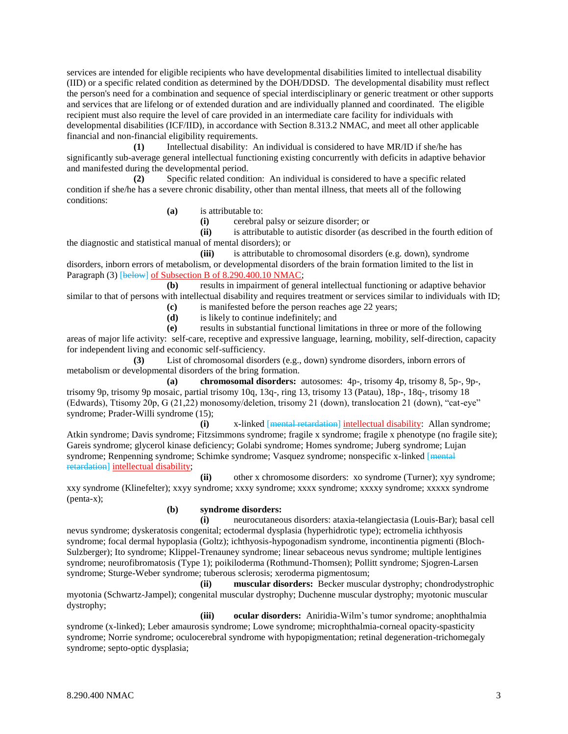services are intended for eligible recipients who have developmental disabilities limited to intellectual disability (IID) or a specific related condition as determined by the DOH/DDSD. The developmental disability must reflect the person's need for a combination and sequence of special interdisciplinary or generic treatment or other supports and services that are lifelong or of extended duration and are individually planned and coordinated. The eligible recipient must also require the level of care provided in an intermediate care facility for individuals with developmental disabilities (ICF/IID), in accordance with Section 8.313.2 NMAC, and meet all other applicable financial and non-financial eligibility requirements.

**(1)** Intellectual disability: An individual is considered to have MR/ID if she/he has significantly sub-average general intellectual functioning existing concurrently with deficits in adaptive behavior and manifested during the developmental period.

**(2)** Specific related condition: An individual is considered to have a specific related condition if she/he has a severe chronic disability, other than mental illness, that meets all of the following conditions:

**(a)** is attributable to:

**(i)** cerebral palsy or seizure disorder; or

**(ii)** is attributable to autistic disorder (as described in the fourth edition of the diagnostic and statistical manual of mental disorders); or

**(iii)** is attributable to chromosomal disorders (e.g. down), syndrome disorders, inborn errors of metabolism, or developmental disorders of the brain formation limited to the list in Paragraph (3) [~~below~~] of Subsection B of 8.290.400.10 NMAC;

**(b)** results in impairment of general intellectual functioning or adaptive behavior similar to that of persons with intellectual disability and requires treatment or services similar to individuals with ID;

**(c)** is manifested before the person reaches age 22 years;

**(d)** is likely to continue indefinitely; and

**(e)** results in substantial functional limitations in three or more of the following areas of major life activity: self-care, receptive and expressive language, learning, mobility, self-direction, capacity for independent living and economic self-sufficiency.

**(3)** List of chromosomal disorders (e.g., down) syndrome disorders, inborn errors of metabolism or developmental disorders of the bring formation.

**(a)** **chromosomal disorders:** autosomes: 4p-, trisomy 4p, trisomy 8, 5p-, 9p-, trisomy 9p, trisomy 9p mosaic, partial trisomy 10q, 13q-, ring 13, trisomy 13 (Patau), 18p-, 18q-, trisomy 18 (Edwards), Ttisomy 20p, G (21,22) monosomy/deletion, trisomy 21 (down), translocation 21 (down), "cat-eye" syndrome; Prader-Willi syndrome (15);

**(i)** x-linked [~~mental retardation~~] intellectual disability: Allan syndrome; Atkin syndrome; Davis syndrome; Fitzsimmons syndrome; fragile x syndrome; fragile x phenotype (no fragile site); Gareis syndrome; glycerol kinase deficiency; Golabi syndrome; Homes syndrome; Juberg syndrome; Lujan syndrome; Renpenning syndrome; Schimke syndrome; Vasquez syndrome; nonspecific x-linked [~~mental retardation~~] intellectual disability;

**(ii)** other x chromosome disorders: xo syndrome (Turner); xyy syndrome; xxy syndrome (Klinefelter); xxyy syndrome; xxxy syndrome; xxxx syndrome; xxxxy syndrome; xxxxx syndrome (penta-x);

**(b)** **syndrome disorders:**

**(i)** neurocutaneous disorders: ataxia-telangiectasia (Louis-Bar); basal cell nevus syndrome; dyskeratosis congenital; ectodermal dysplasia (hyperhidrotic type); ectromelia ichthyosis syndrome; focal dermal hypoplasia (Goltz); ichthyosis-hypogonadism syndrome, incontinentia pigmenti (Bloch-Sulzberger); Ito syndrome; Klippel-Trenauney syndrome; linear sebaceous nevus syndrome; multiple lentigines syndrome; neurofibromatosis (Type 1); poikiloderma (Rothmund-Thomsen); Pollitt syndrome; Sjogren-Larsen syndrome; Sturge-Weber syndrome; tuberous sclerosis; xeroderma pigmentosum;

**(ii)** **muscular disorders:** Becker muscular dystrophy; chondrodystrophic myotonia (Schwartz-Jampel); congenital muscular dystrophy; Duchenne muscular dystrophy; myotonic muscular dystrophy;

**(iii)** **ocular disorders:** Aniridia-Wilm's tumor syndrome; anophthalmia syndrome (x-linked); Leber amaurosis syndrome; Lowe syndrome; microphthalmia-corneal opacity-spasticity syndrome; Norrie syndrome; oculocerebral syndrome with hypopigmentation; retinal degeneration-trichomegaly syndrome; septo-optic dysplasia;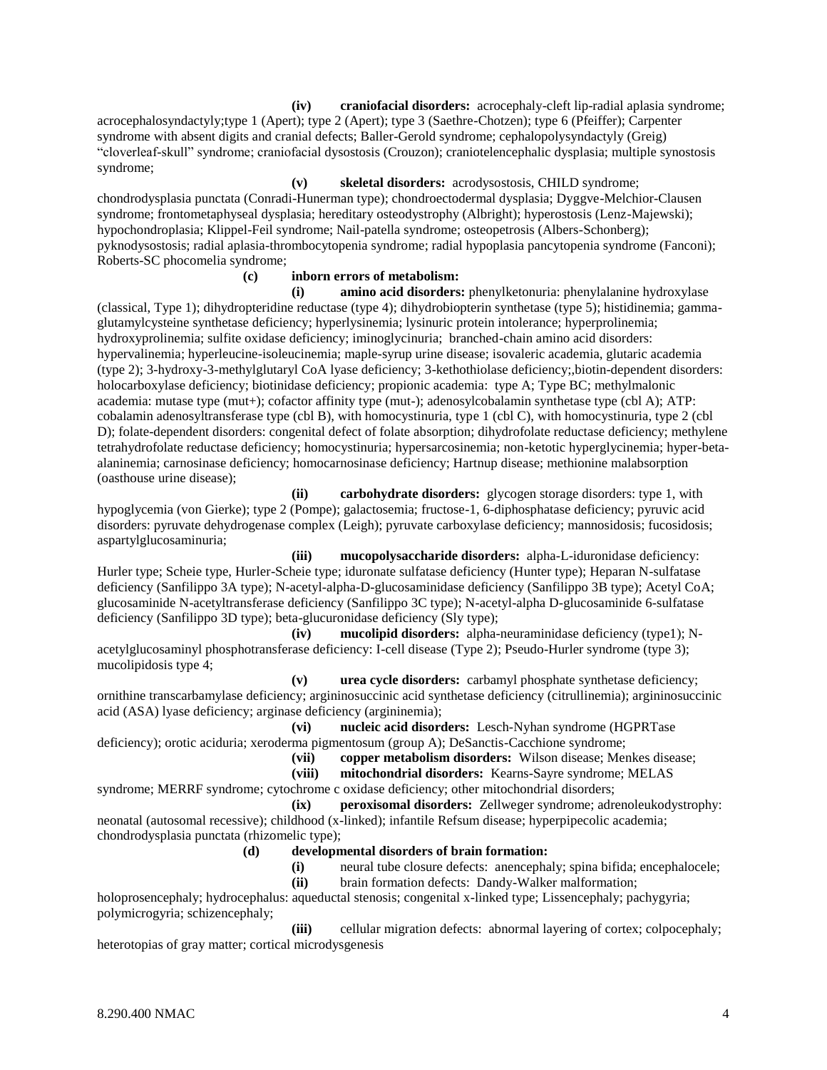**(iv)** **craniofacial disorders:** acrocephaly-cleft lip-radial aplasia syndrome; acrocephalosyndactyly;type 1 (Apert); type 2 (Apert); type 3 (Saethre-Chotzen); type 6 (Pfeiffer); Carpenter syndrome with absent digits and cranial defects; Baller-Gerold syndrome; cephalopolysyndactyly (Greig) "cloverleaf-skull" syndrome; craniofacial dysostosis (Crouzon); craniotelencephalic dysplasia; multiple synostosis syndrome;

**(v)** **skeletal disorders:** acrodysostosis, CHILD syndrome; chondrodysplasia punctata (Conradi-Hunerman type); chondroectodermal dysplasia; Dyggve-Melchior-Clausen syndrome; frontometaphyseal dysplasia; hereditary osteodystrophy (Albright); hyperostosis (Lenz-Majewski); hypochondroplasia; Klippel-Feil syndrome; Nail-patella syndrome; osteopetrosis (Albers-Schonberg); pyknodysostosis; radial aplasia-thrombocytopenia syndrome; radial hypoplasia pancytopenia syndrome (Fanconi); Roberts-SC phocomelia syndrome;

**(c)** **inborn errors of metabolism:**

**(i)** **amino acid disorders:** phenylketonuria: phenylalanine hydroxylase (classical, Type 1); dihydropteridine reductase (type 4); dihydrobiopterin synthetase (type 5); histidinemia; gamma-glutamylcysteine synthetase deficiency; hyperlysinemia; lysinuric protein intolerance; hyperprolinemia; hydroxyprolinemia; sulfite oxidase deficiency; iminoglycinuria; branched-chain amino acid disorders: hypervalinemia; hyperleucine-isoleucinemia; maple-syrup urine disease; isovaleric academia, glutaric academia (type 2); 3-hydroxy-3-methylglutaryl CoA lyase deficiency; 3-kethothiolase deficiency;,biotin-dependent disorders: holocarboxylase deficiency; biotinidase deficiency; propionic academia: type A; Type BC; methylmalonic academia: mutase type (mut+); cofactor affinity type (mut-); adenosylcobalamin synthetase type (cbl A); ATP: cobalamin adenosyltransferase type (cbl B), with homocystinuria, type 1 (cbl C), with homocystinuria, type 2 (cbl D); folate-dependent disorders: congenital defect of folate absorption; dihydrofolate reductase deficiency; methylene tetrahydrofolate reductase deficiency; homocystinuria; hypersarcosinemia; non-ketotic hyperglycinemia; hyper-beta-alaninemia; carnosinase deficiency; homocarnosinase deficiency; Hartnup disease; methionine malabsorption (oasthouse urine disease);

**(ii)** **carbohydrate disorders:** glycogen storage disorders: type 1, with hypoglycemia (von Gierke); type 2 (Pompe); galactosemia; fructose-1, 6-diphosphatase deficiency; pyruvic acid disorders: pyruvate dehydrogenase complex (Leigh); pyruvate carboxylase deficiency; mannosidosis; fucosidosis; aspartylglucosaminuria;

**(iii)** **mucopolysaccharide disorders:** alpha-L-iduronidase deficiency: Hurler type; Scheie type, Hurler-Scheie type; iduronate sulfatase deficiency (Hunter type); Heparan N-sulfatase deficiency (Sanfilippo 3A type); N-acetyl-alpha-D-glucosaminidase deficiency (Sanfilippo 3B type); Acetyl CoA; glucosaminide N-acetyltransferase deficiency (Sanfilippo 3C type); N-acetyl-alpha D-glucosaminide 6-sulfatase deficiency (Sanfilippo 3D type); beta-glucuronidase deficiency (Sly type);

**(iv)** **mucolipid disorders:** alpha-neuraminidase deficiency (type1); N-acetylglucosaminyl phosphotransferase deficiency: I-cell disease (Type 2); Pseudo-Hurler syndrome (type 3); mucolipidosis type 4;

**(v)** **urea cycle disorders:** carbamyl phosphate synthetase deficiency; ornithine transcarbamylase deficiency; argininosuccinic acid synthetase deficiency (citrullinemia); argininosuccinic acid (ASA) lyase deficiency; arginase deficiency (argininemia);

**(vi)** **nucleic acid disorders:** Lesch-Nyhan syndrome (HGPRTase deficiency); orotic aciduria; xeroderma pigmentosum (group A); DeSanctis-Cacchione syndrome;

**(vii)** **copper metabolism disorders:** Wilson disease; Menkes disease;

**(viii)** **mitochondrial disorders:** Kearns-Sayre syndrome; MELAS syndrome; MERRF syndrome; cytochrome c oxidase deficiency; other mitochondrial disorders;

**(ix)** **peroxisomal disorders:** Zellweger syndrome; adrenoleukodystrophy: neonatal (autosomal recessive); childhood (x-linked); infantile Refsum disease; hyperpipecolic academia; chondrodysplasia punctata (rhizomelic type);

**(d)** **developmental disorders of brain formation:**

**(i)** neural tube closure defects: anencephaly; spina bifida; encephalocele;

**(ii)** brain formation defects: Dandy-Walker malformation; holoprosencephaly; hydrocephalus: aqueductal stenosis; congenital x-linked type; Lissencephaly; pachygyria; polymicrogyria; schizencephaly;

**(iii)** cellular migration defects: abnormal layering of cortex; colpocephaly; heterotopias of gray matter; cortical microdysgenesis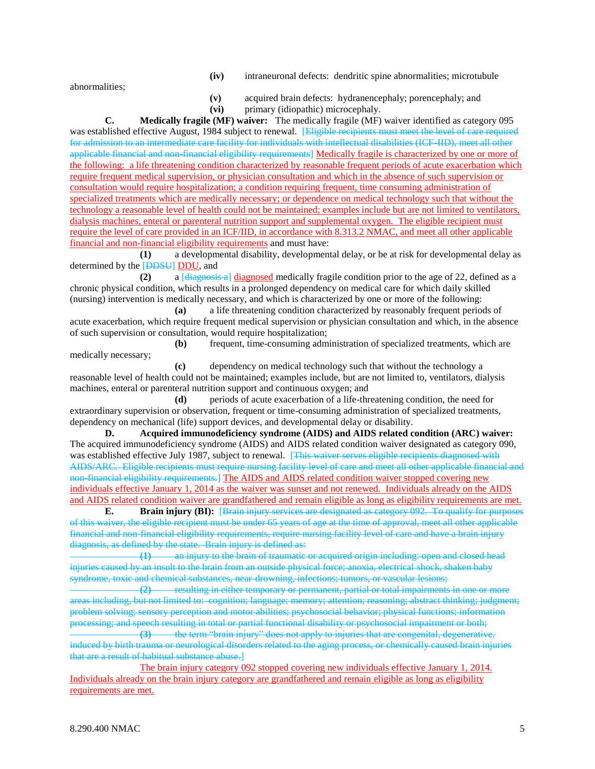**(iv)** intraneuronal defects: dendritic spine abnormalities; microtubule abnormalities;

**(v)** acquired brain defects: hydranencephaly; porencephaly; and

**(vi)** primary (idiopathic) microcephaly.

**C. Medically fragile (MF) waiver:** The medically fragile (MF) waiver identified as category 095 was established effective August, 1984 subject to renewal. [~~Eligible recipients must meet the level of care required for admission to an intermediate care facility for individuals with intellectual disabilities (ICF-IID), meet all other applicable financial and non-financial eligibility requirements~~] Medically fragile is characterized by one or more of the following: a life threatening condition characterized by reasonable frequent periods of acute exacerbation which require frequent medical supervision, or physician consultation and which in the absence of such supervision or consultation would require hospitalization; a condition requiring frequent, time consuming administration of specialized treatments which are medically necessary; or dependence on medical technology such that without the technology a reasonable level of health could not be maintained; examples include but are not limited to ventilators, dialysis machines, enteral or parenteral nutrition support and supplemental oxygen. The eligible recipient must require the level of care provided in an ICF/IID, in accordance with 8.313.2 NMAC, and meet all other applicable financial and non-financial eligibility requirements and must have:

**(1)** a developmental disability, developmental delay, or be at risk for developmental delay as determined by the [~~DDSU~~] DDU, and

**(2)** a [~~diagnosis a~~] diagnosed medically fragile condition prior to the age of 22, defined as a chronic physical condition, which results in a prolonged dependency on medical care for which daily skilled (nursing) intervention is medically necessary, and which is characterized by one or more of the following:

**(a)** a life threatening condition characterized by reasonably frequent periods of acute exacerbation, which require frequent medical supervision or physician consultation and which, in the absence of such supervision or consultation, would require hospitalization;

**(b)** frequent, time-consuming administration of specialized treatments, which are medically necessary;

**(c)** dependency on medical technology such that without the technology a reasonable level of health could not be maintained; examples include, but are not limited to, ventilators, dialysis machines, enteral or parenteral nutrition support and continuous oxygen; and

**(d)** periods of acute exacerbation of a life-threatening condition, the need for extraordinary supervision or observation, frequent or time-consuming administration of specialized treatments, dependency on mechanical (life) support devices, and developmental delay or disability.

**D. Acquired immunodeficiency syndrome (AIDS) and AIDS related condition (ARC) waiver:** The acquired immunodeficiency syndrome (AIDS) and AIDS related condition waiver designated as category 090, was established effective July 1987, subject to renewal. [~~This waiver serves eligible recipients diagnosed with AIDS/ARC. Eligible recipients must require nursing facility level of care and meet all other applicable financial and non-financial eligibility requirements.~~] The AIDS and AIDS related condition waiver stopped covering new individuals effective January 1, 2014 as the waiver was sunset and not renewed. Individuals already on the AIDS and AIDS related condition waiver are grandfathered and remain eligible as long as eligibility requirements are met.

**E. Brain injury (BI):** [~~Brain injury services are designated as category 092. To qualify for purposes of this waiver, the eligible recipient must be under 65 years of age at the time of approval, meet all other applicable financial and non-financial eligibility requirements, require nursing facility level of care and have a brain injury diagnosis, as defined by the state. Brain injury is defined as:~~

~~**(1)** an injury to the brain of traumatic or acquired origin including: open and closed head injuries caused by an insult to the brain from an outside physical force; anoxia, electrical shock, shaken baby syndrome, toxic and chemical substances, near-drowning, infections; tumors, or vascular lesions;~~

~~**(2)** resulting in either temporary or permanent, partial or total impairments in one or more areas including, but not limited to: cognition; language; memory; attention; reasoning; abstract thinking; judgment; problem solving; sensory perception and motor abilities; psychosocial behavior; physical functions; information processing; and speech resulting in total or partial functional disability or psychosocial impairment or both;~~

~~**(3)** the term "brain injury" does not apply to injuries that are congenital, degenerative, induced by birth trauma or neurological disorders related to the aging process, or chemically caused brain injuries that are a result of habitual substance abuse.~~]

The brain injury category 092 stopped covering new individuals effective January 1, 2014. Individuals already on the brain injury category are grandfathered and remain eligible as long as eligibility requirements are met.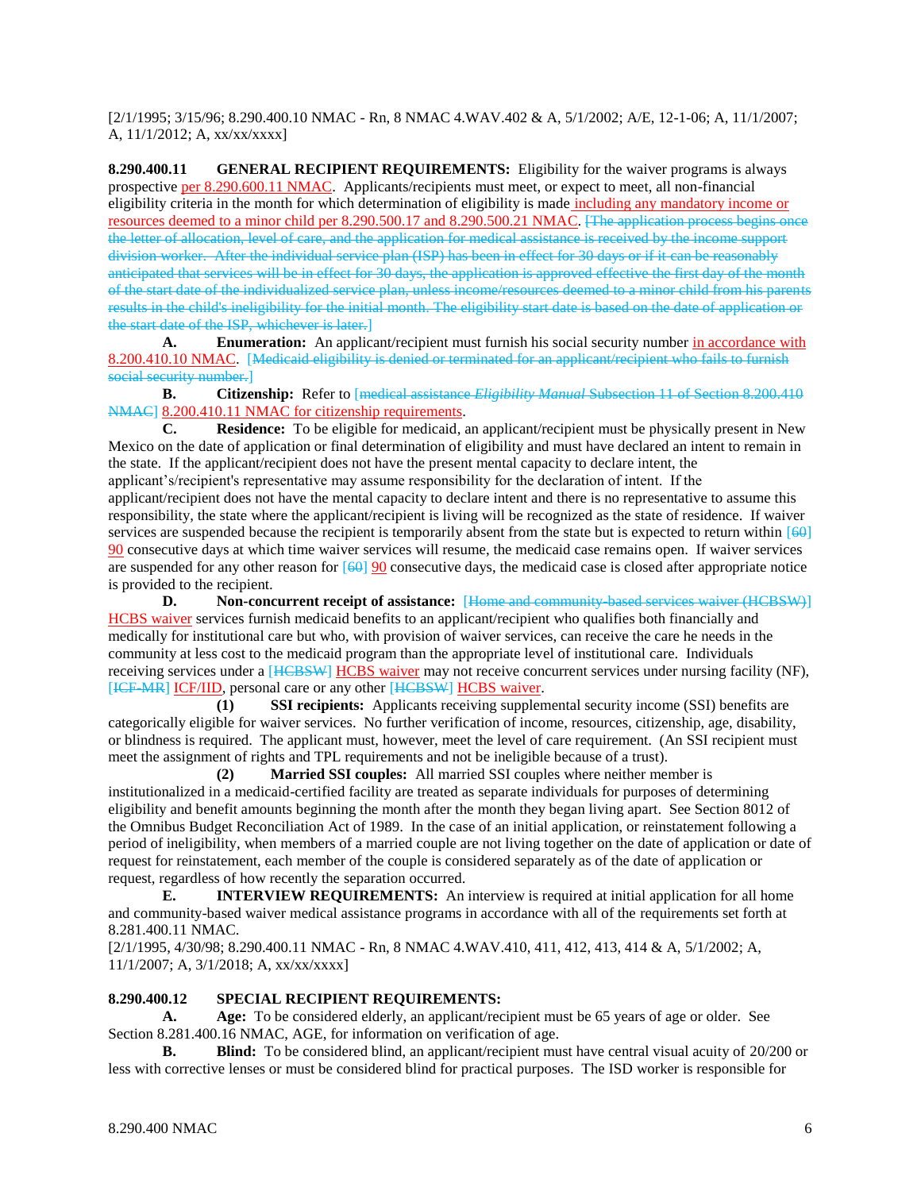[2/1/1995; 3/15/96; 8.290.400.10 NMAC - Rn, 8 NMAC 4.WAV.402 & A, 5/1/2002; A/E, 12-1-06; A, 11/1/2007; A, 11/1/2012; A, xx/xx/xxxx]

**8.290.400.11 GENERAL RECIPIENT REQUIREMENTS:** Eligibility for the waiver programs is always prospective per 8.290.600.11 NMAC. Applicants/recipients must meet, or expect to meet, all non-financial eligibility criteria in the month for which determination of eligibility is made including any mandatory income or resources deemed to a minor child per 8.290.500.17 and 8.290.500.21 NMAC. [The application process begins once the letter of allocation, level of care, and the application for medical assistance is received by the income support division worker. After the individual service plan (ISP) has been in effect for 30 days or if it can be reasonably anticipated that services will be in effect for 30 days, the application is approved effective the first day of the month of the start date of the individualized service plan, unless income/resources deemed to a minor child from his parents results in the child's ineligibility for the initial month. The eligibility start date is based on the date of application or the start date of the ISP, whichever is later.]

**A. Enumeration:** An applicant/recipient must furnish his social security number in accordance with 8.200.410.10 NMAC. [Medicaid eligibility is denied or terminated for an applicant/recipient who fails to furnish social security number.]

**B. Citizenship:** Refer to [medical assistance *Eligibility Manual* Subsection 11 of Section 8.200.410 NMAC] 8.200.410.11 NMAC for citizenship requirements.

**C. Residence:** To be eligible for medicaid, an applicant/recipient must be physically present in New Mexico on the date of application or final determination of eligibility and must have declared an intent to remain in the state. If the applicant/recipient does not have the present mental capacity to declare intent, the applicant's/recipient's representative may assume responsibility for the declaration of intent. If the applicant/recipient does not have the mental capacity to declare intent and there is no representative to assume this responsibility, the state where the applicant/recipient is living will be recognized as the state of residence. If waiver services are suspended because the recipient is temporarily absent from the state but is expected to return within [60] 90 consecutive days at which time waiver services will resume, the medicaid case remains open. If waiver services are suspended for any other reason for [60] 90 consecutive days, the medicaid case is closed after appropriate notice is provided to the recipient.

**D. Non-concurrent receipt of assistance:** [Home and community-based services waiver (HCBSW)] HCBS waiver services furnish medicaid benefits to an applicant/recipient who qualifies both financially and medically for institutional care but who, with provision of waiver services, can receive the care he needs in the community at less cost to the medicaid program than the appropriate level of institutional care. Individuals receiving services under a [HCBSW] HCBS waiver may not receive concurrent services under nursing facility (NF), [ICF-MR] ICF/IID, personal care or any other [HCBSW] HCBS waiver.

**(1) SSI recipients:** Applicants receiving supplemental security income (SSI) benefits are categorically eligible for waiver services. No further verification of income, resources, citizenship, age, disability, or blindness is required. The applicant must, however, meet the level of care requirement. (An SSI recipient must meet the assignment of rights and TPL requirements and not be ineligible because of a trust).

**(2) Married SSI couples:** All married SSI couples where neither member is institutionalized in a medicaid-certified facility are treated as separate individuals for purposes of determining eligibility and benefit amounts beginning the month after the month they began living apart. See Section 8012 of the Omnibus Budget Reconciliation Act of 1989. In the case of an initial application, or reinstatement following a period of ineligibility, when members of a married couple are not living together on the date of application or date of request for reinstatement, each member of the couple is considered separately as of the date of application or request, regardless of how recently the separation occurred.

**E. INTERVIEW REQUIREMENTS:** An interview is required at initial application for all home and community-based waiver medical assistance programs in accordance with all of the requirements set forth at 8.281.400.11 NMAC.

[2/1/1995, 4/30/98; 8.290.400.11 NMAC - Rn, 8 NMAC 4.WAV.410, 411, 412, 413, 414 & A, 5/1/2002; A, 11/1/2007; A, 3/1/2018; A, xx/xx/xxxx]

**8.290.400.12 SPECIAL RECIPIENT REQUIREMENTS:**

**A. Age:** To be considered elderly, an applicant/recipient must be 65 years of age or older. See Section 8.281.400.16 NMAC, AGE, for information on verification of age.

**B. Blind:** To be considered blind, an applicant/recipient must have central visual acuity of 20/200 or less with corrective lenses or must be considered blind for practical purposes. The ISD worker is responsible for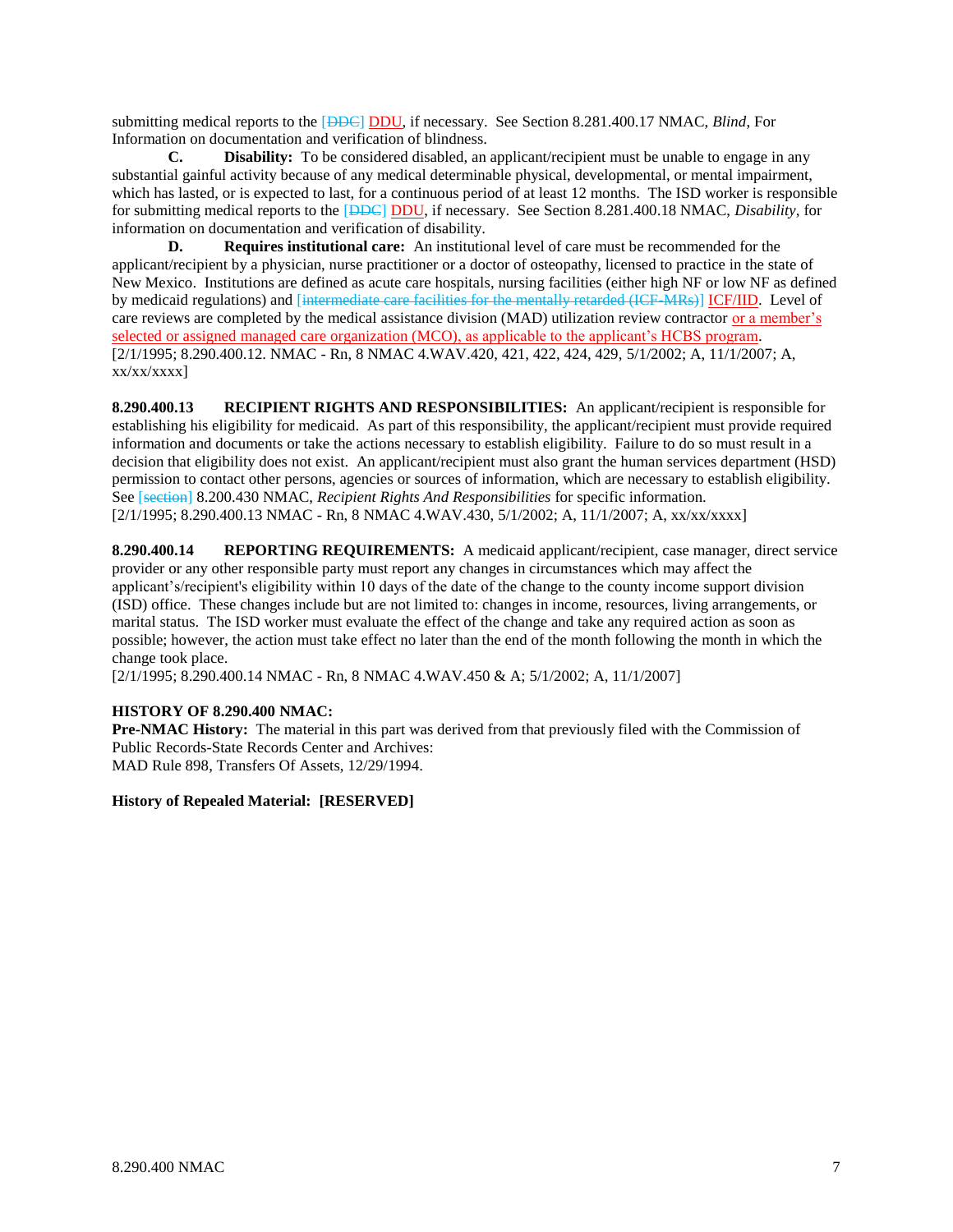submitting medical reports to the [DDC] DDU, if necessary. See Section 8.281.400.17 NMAC, *Blind*, For Information on documentation and verification of blindness.

**C. Disability:** To be considered disabled, an applicant/recipient must be unable to engage in any substantial gainful activity because of any medical determinable physical, developmental, or mental impairment, which has lasted, or is expected to last, for a continuous period of at least 12 months. The ISD worker is responsible for submitting medical reports to the [DDC] DDU, if necessary. See Section 8.281.400.18 NMAC, *Disability*, for information on documentation and verification of disability.

**D. Requires institutional care:** An institutional level of care must be recommended for the applicant/recipient by a physician, nurse practitioner or a doctor of osteopathy, licensed to practice in the state of New Mexico. Institutions are defined as acute care hospitals, nursing facilities (either high NF or low NF as defined by medicaid regulations) and [intermediate care facilities for the mentally retarded (ICF-MRs)] ICF/IID. Level of care reviews are completed by the medical assistance division (MAD) utilization review contractor or a member's selected or assigned managed care organization (MCO), as applicable to the applicant's HCBS program.

[2/1/1995; 8.290.400.12. NMAC - Rn, 8 NMAC 4.WAV.420, 421, 422, 424, 429, 5/1/2002; A, 11/1/2007; A, xx/xx/xxxx]

**8.290.400.13 RECIPIENT RIGHTS AND RESPONSIBILITIES:** An applicant/recipient is responsible for establishing his eligibility for medicaid. As part of this responsibility, the applicant/recipient must provide required information and documents or take the actions necessary to establish eligibility. Failure to do so must result in a decision that eligibility does not exist. An applicant/recipient must also grant the human services department (HSD) permission to contact other persons, agencies or sources of information, which are necessary to establish eligibility. See [section] 8.200.430 NMAC, *Recipient Rights And Responsibilities* for specific information.

[2/1/1995; 8.290.400.13 NMAC - Rn, 8 NMAC 4.WAV.430, 5/1/2002; A, 11/1/2007; A, xx/xx/xxxx]

**8.290.400.14 REPORTING REQUIREMENTS:** A medicaid applicant/recipient, case manager, direct service provider or any other responsible party must report any changes in circumstances which may affect the applicant's/recipient's eligibility within 10 days of the date of the change to the county income support division (ISD) office. These changes include but are not limited to: changes in income, resources, living arrangements, or marital status. The ISD worker must evaluate the effect of the change and take any required action as soon as possible; however, the action must take effect no later than the end of the month following the month in which the change took place.

[2/1/1995; 8.290.400.14 NMAC - Rn, 8 NMAC 4.WAV.450 & A; 5/1/2002; A, 11/1/2007]

**HISTORY OF 8.290.400 NMAC:**

**Pre-NMAC History:** The material in this part was derived from that previously filed with the Commission of Public Records-State Records Center and Archives:

MAD Rule 898, Transfers Of Assets, 12/29/1994.

**History of Repealed Material: [RESERVED]**